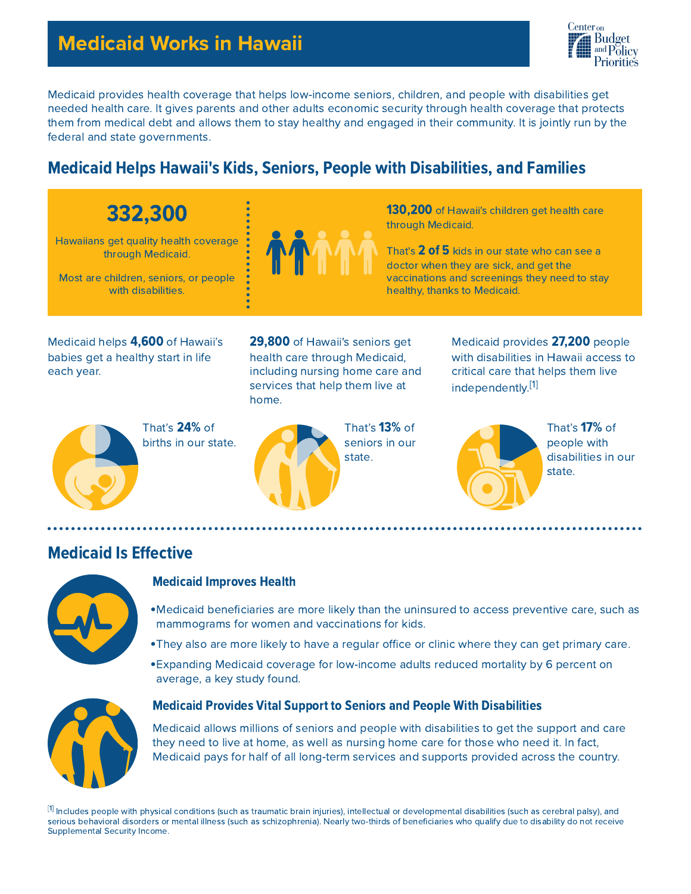# Medicaid Works in Hawaii

Medicaid provides health coverage that helps low-income seniors, children, and people with disabilities get needed health care. It gives parents and other adults economic security through health coverage that protects them from medical debt and allows them to stay healthy and engaged in their community. It is jointly run by the federal and state governments.

## Medicaid Helps Hawaii's Kids, Seniors, People with Disabilities, and Families

**332,300**

Hawaiians get quality health coverage through Medicaid.

Most are children, seniors, or people with disabilities.

**130,200** of Hawaii's children get health care through Medicaid.

That's **2 of 5** kids in our state who can see a doctor when they are sick, and get the vaccinations and screenings they need to stay healthy, thanks to Medicaid.

Medicaid helps **4,600** of Hawaii's babies get a healthy start in life each year.

That's **24%** of births in our state.

**29,800** of Hawaii's seniors get health care through Medicaid, including nursing home care and services that help them live at home.

That's **13%** of seniors in our state.

Medicaid provides **27,200** people with disabilities in Hawaii access to critical care that helps them live independently.[1]

That's **17%** of people with disabilities in our state.

## Medicaid Is Effective

### Medicaid Improves Health

- Medicaid beneficiaries are more likely than the uninsured to access preventive care, such as mammograms for women and vaccinations for kids.
- They also are more likely to have a regular office or clinic where they can get primary care.
- Expanding Medicaid coverage for low-income adults reduced mortality by 6 percent on average, a key study found.

### Medicaid Provides Vital Support to Seniors and People With Disabilities

Medicaid allows millions of seniors and people with disabilities to get the support and care they need to live at home, as well as nursing home care for those who need it. In fact, Medicaid pays for half of all long-term services and supports provided across the country.

[1] Includes people with physical conditions (such as traumatic brain injuries), intellectual or developmental disabilities (such as cerebral palsy), and serious behavioral disorders or mental illness (such as schizophrenia). Nearly two-thirds of beneficiaries who qualify due to disability do not receive Supplemental Security Income.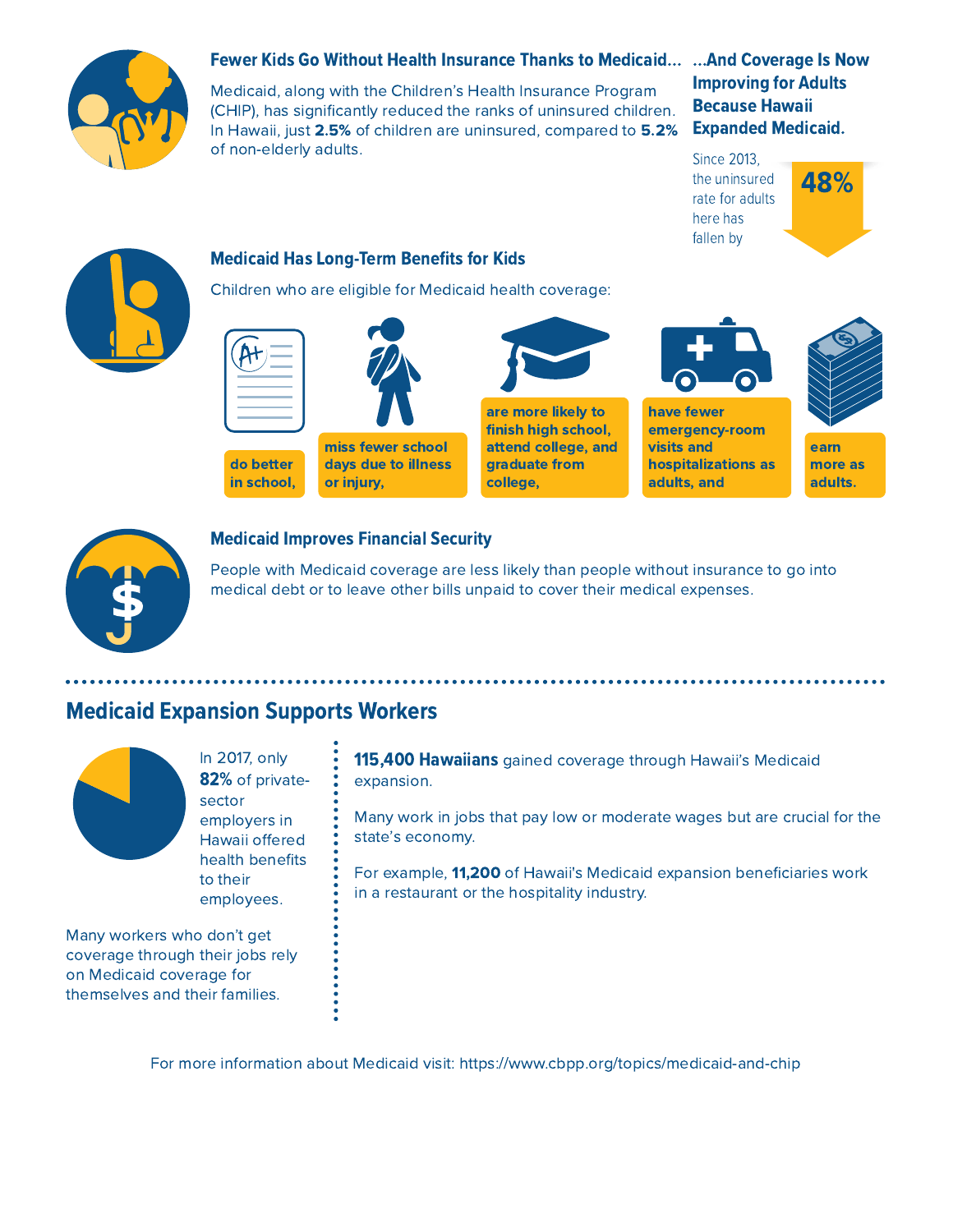### Fewer Kids Go Without Health Insurance Thanks to Medicaid...

Medicaid, along with the Children's Health Insurance Program (CHIP), has significantly reduced the ranks of uninsured children. In Hawaii, just **2.5%** of children are uninsured, compared to **5.2%** of non-elderly adults.

### ...And Coverage Is Now Improving for Adults Because Hawaii Expanded Medicaid.

Since 2013, the uninsured rate for adults here has fallen by

**48%**

### Medicaid Has Long-Term Benefits for Kids

Children who are eligible for Medicaid health coverage:

- **do better in school,**
- **miss fewer school days due to illness or injury,**
- **are more likely to finish high school, attend college, and graduate from college,**
- **have fewer emergency-room visits and hospitalizations as adults, and**
- **earn more as adults.**

### Medicaid Improves Financial Security

People with Medicaid coverage are less likely than people without insurance to go into medical debt or to leave other bills unpaid to cover their medical expenses.

## Medicaid Expansion Supports Workers

In 2017, only **82%** of private-sector employers in Hawaii offered health benefits to their employees.

Many workers who don't get coverage through their jobs rely on Medicaid coverage for themselves and their families.

**115,400 Hawaiians** gained coverage through Hawaii's Medicaid expansion.

Many work in jobs that pay low or moderate wages but are crucial for the state's economy.

For example, **11,200** of Hawaii's Medicaid expansion beneficiaries work in a restaurant or the hospitality industry.

For more information about Medicaid visit: https://www.cbpp.org/topics/medicaid-and-chip